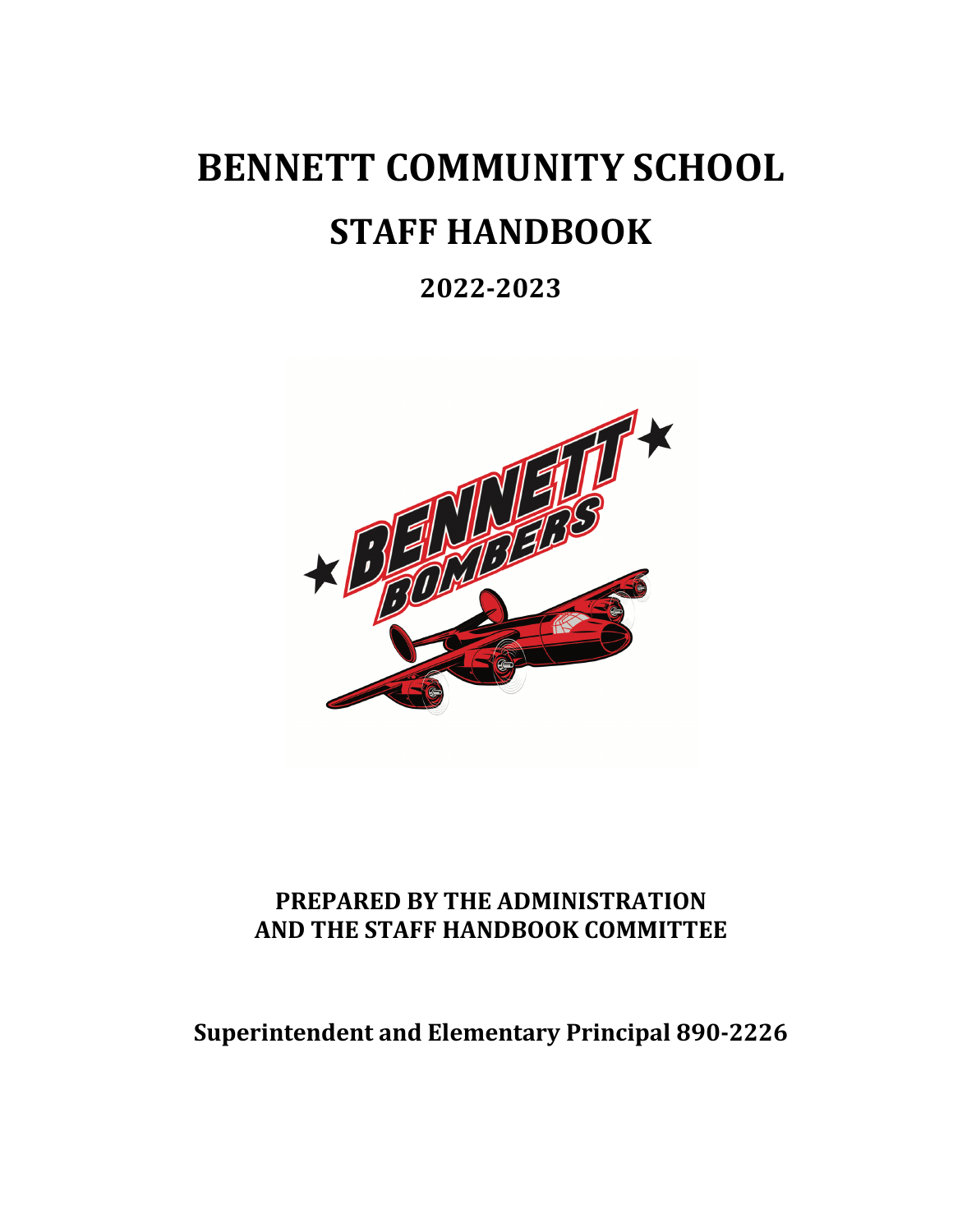# BENNETT COMMUNITY SCHOOL

# STAFF HANDBOOK

## 2022-2023

**PREPARED BY THE ADMINISTRATION**
**AND THE STAFF HANDBOOK COMMITTEE**

**Superintendent and Elementary Principal 890-2226**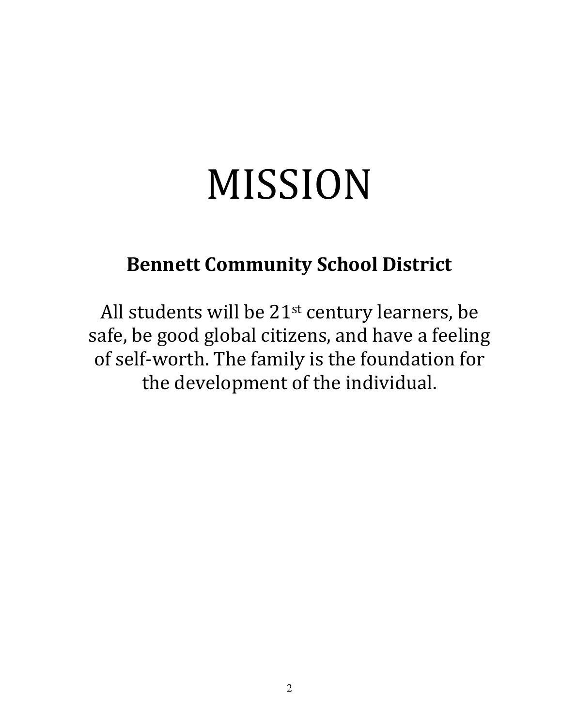# MISSION

## Bennett Community School District

All students will be 21st century learners, be safe, be good global citizens, and have a feeling of self-worth. The family is the foundation for the development of the individual.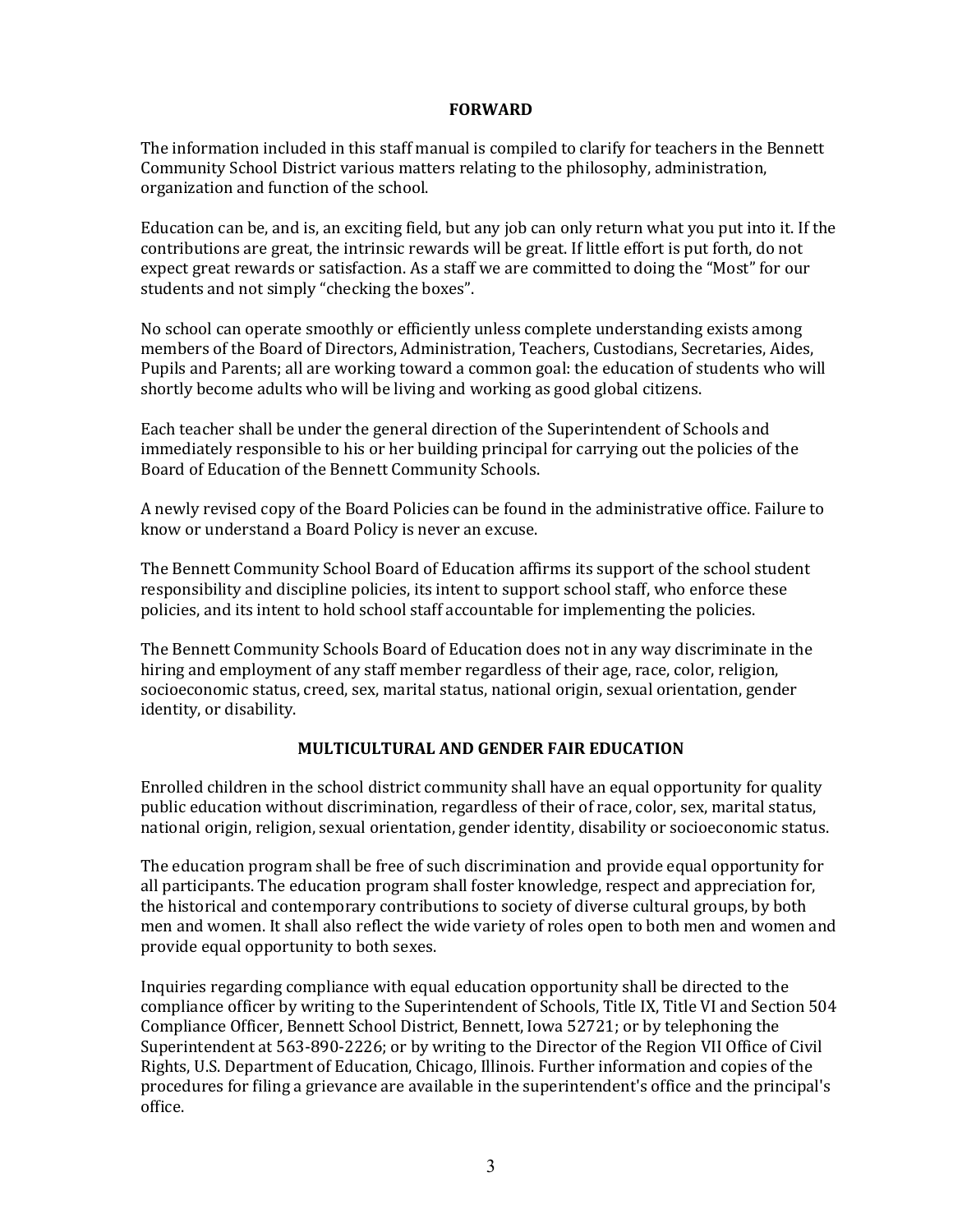## FORWARD

The information included in this staff manual is compiled to clarify for teachers in the Bennett Community School District various matters relating to the philosophy, administration, organization and function of the school.

Education can be, and is, an exciting field, but any job can only return what you put into it. If the contributions are great, the intrinsic rewards will be great. If little effort is put forth, do not expect great rewards or satisfaction. As a staff we are committed to doing the "Most" for our students and not simply "checking the boxes".

No school can operate smoothly or efficiently unless complete understanding exists among members of the Board of Directors, Administration, Teachers, Custodians, Secretaries, Aides, Pupils and Parents; all are working toward a common goal: the education of students who will shortly become adults who will be living and working as good global citizens.

Each teacher shall be under the general direction of the Superintendent of Schools and immediately responsible to his or her building principal for carrying out the policies of the Board of Education of the Bennett Community Schools.

A newly revised copy of the Board Policies can be found in the administrative office. Failure to know or understand a Board Policy is never an excuse.

The Bennett Community School Board of Education affirms its support of the school student responsibility and discipline policies, its intent to support school staff, who enforce these policies, and its intent to hold school staff accountable for implementing the policies.

The Bennett Community Schools Board of Education does not in any way discriminate in the hiring and employment of any staff member regardless of their age, race, color, religion, socioeconomic status, creed, sex, marital status, national origin, sexual orientation, gender identity, or disability.

## MULTICULTURAL AND GENDER FAIR EDUCATION

Enrolled children in the school district community shall have an equal opportunity for quality public education without discrimination, regardless of their of race, color, sex, marital status, national origin, religion, sexual orientation, gender identity, disability or socioeconomic status.

The education program shall be free of such discrimination and provide equal opportunity for all participants. The education program shall foster knowledge, respect and appreciation for, the historical and contemporary contributions to society of diverse cultural groups, by both men and women. It shall also reflect the wide variety of roles open to both men and women and provide equal opportunity to both sexes.

Inquiries regarding compliance with equal education opportunity shall be directed to the compliance officer by writing to the Superintendent of Schools, Title IX, Title VI and Section 504 Compliance Officer, Bennett School District, Bennett, Iowa 52721; or by telephoning the Superintendent at 563-890-2226; or by writing to the Director of the Region VII Office of Civil Rights, U.S. Department of Education, Chicago, Illinois. Further information and copies of the procedures for filing a grievance are available in the superintendent's office and the principal's office.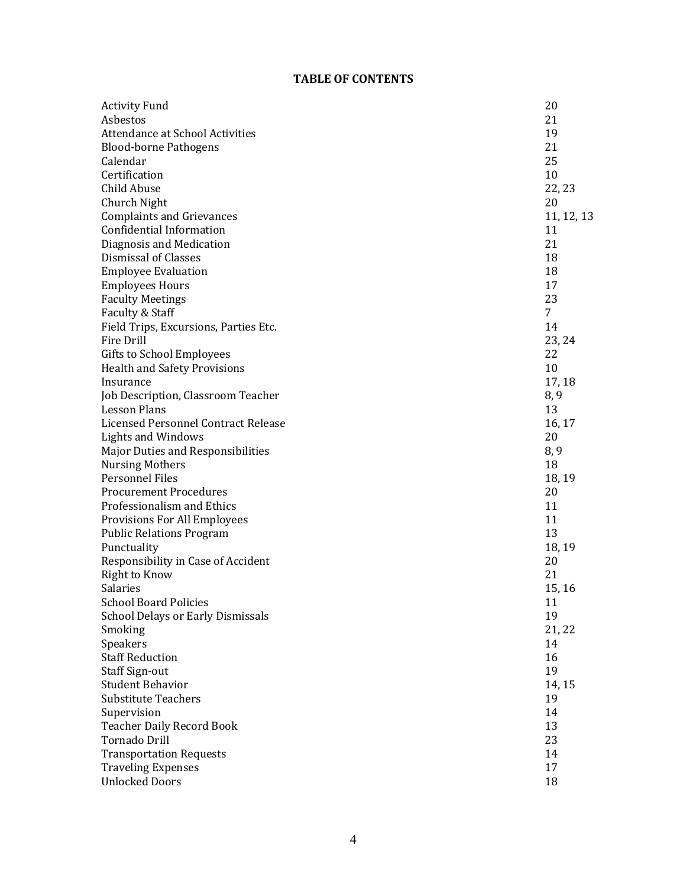# TABLE OF CONTENTS

| | |
|---|---|
| Activity Fund | 20 |
| Asbestos | 21 |
| Attendance at School Activities | 19 |
| Blood-borne Pathogens | 21 |
| Calendar | 25 |
| Certification | 10 |
| Child Abuse | 22, 23 |
| Church Night | 20 |
| Complaints and Grievances | 11, 12, 13 |
| Confidential Information | 11 |
| Diagnosis and Medication | 21 |
| Dismissal of Classes | 18 |
| Employee Evaluation | 18 |
| Employees Hours | 17 |
| Faculty Meetings | 23 |
| Faculty & Staff | 7 |
| Field Trips, Excursions, Parties Etc. | 14 |
| Fire Drill | 23, 24 |
| Gifts to School Employees | 22 |
| Health and Safety Provisions | 10 |
| Insurance | 17, 18 |
| Job Description, Classroom Teacher | 8, 9 |
| Lesson Plans | 13 |
| Licensed Personnel Contract Release | 16, 17 |
| Lights and Windows | 20 |
| Major Duties and Responsibilities | 8, 9 |
| Nursing Mothers | 18 |
| Personnel Files | 18, 19 |
| Procurement Procedures | 20 |
| Professionalism and Ethics | 11 |
| Provisions For All Employees | 11 |
| Public Relations Program | 13 |
| Punctuality | 18, 19 |
| Responsibility in Case of Accident | 20 |
| Right to Know | 21 |
| Salaries | 15, 16 |
| School Board Policies | 11 |
| School Delays or Early Dismissals | 19 |
| Smoking | 21, 22 |
| Speakers | 14 |
| Staff Reduction | 16 |
| Staff Sign-out | 19 |
| Student Behavior | 14, 15 |
| Substitute Teachers | 19 |
| Supervision | 14 |
| Teacher Daily Record Book | 13 |
| Tornado Drill | 23 |
| Transportation Requests | 14 |
| Traveling Expenses | 17 |
| Unlocked Doors | 18 |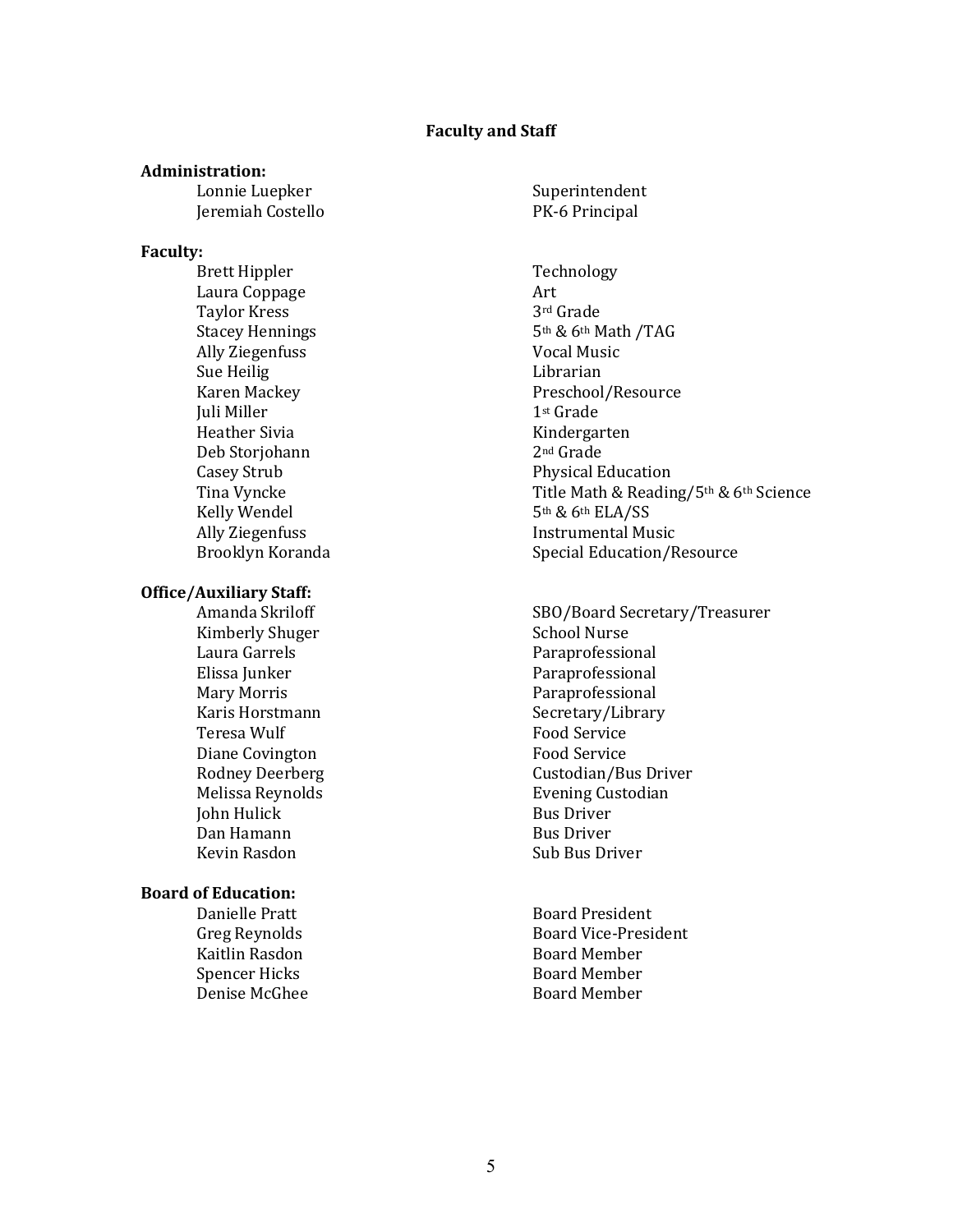## Faculty and Staff

**Administration:**

| | |
|---|---|
| Lonnie Luepker | Superintendent |
| Jeremiah Costello | PK-6 Principal |

**Faculty:**

| | |
|---|---|
| Brett Hippler | Technology |
| Laura Coppage | Art |
| Taylor Kress | 3rd Grade |
| Stacey Hennings | 5th & 6th Math /TAG |
| Ally Ziegenfuss | Vocal Music |
| Sue Heilig | Librarian |
| Karen Mackey | Preschool/Resource |
| Juli Miller | 1st Grade |
| Heather Sivia | Kindergarten |
| Deb Storjohann | 2nd Grade |
| Casey Strub | Physical Education |
| Tina Vyncke | Title Math & Reading/5th & 6th Science |
| Kelly Wendel | 5th & 6th ELA/SS |
| Ally Ziegenfuss | Instrumental Music |
| Brooklyn Koranda | Special Education/Resource |

**Office/Auxiliary Staff:**

| | |
|---|---|
| Amanda Skriloff | SBO/Board Secretary/Treasurer |
| Kimberly Shuger | School Nurse |
| Laura Garrels | Paraprofessional |
| Elissa Junker | Paraprofessional |
| Mary Morris | Paraprofessional |
| Karis Horstmann | Secretary/Library |
| Teresa Wulf | Food Service |
| Diane Covington | Food Service |
| Rodney Deerberg | Custodian/Bus Driver |
| Melissa Reynolds | Evening Custodian |
| John Hulick | Bus Driver |
| Dan Hamann | Bus Driver |
| Kevin Rasdon | Sub Bus Driver |

**Board of Education:**

| | |
|---|---|
| Danielle Pratt | Board President |
| Greg Reynolds | Board Vice-President |
| Kaitlin Rasdon | Board Member |
| Spencer Hicks | Board Member |
| Denise McGhee | Board Member |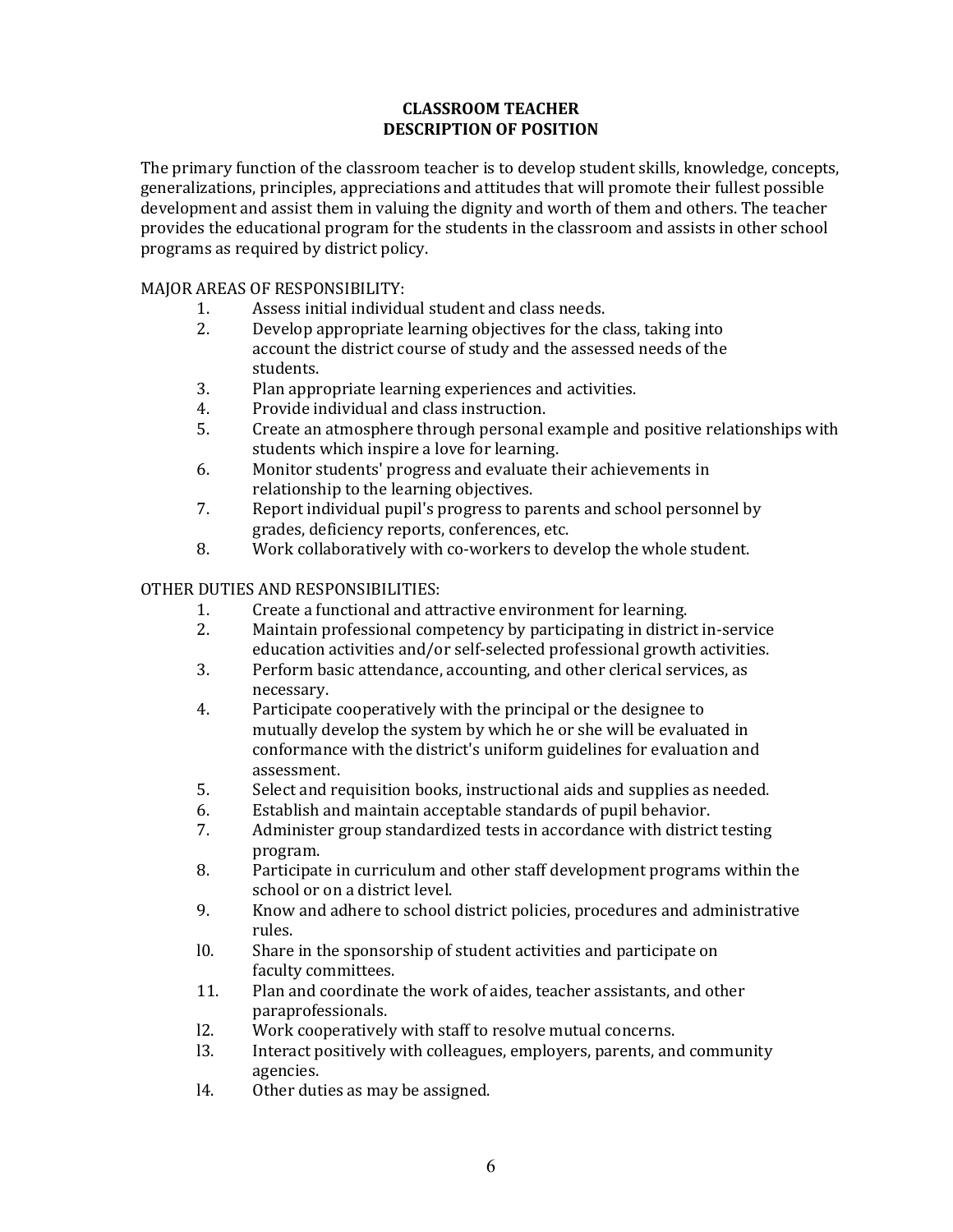# CLASSROOM TEACHER
## DESCRIPTION OF POSITION

The primary function of the classroom teacher is to develop student skills, knowledge, concepts, generalizations, principles, appreciations and attitudes that will promote their fullest possible development and assist them in valuing the dignity and worth of them and others. The teacher provides the educational program for the students in the classroom and assists in other school programs as required by district policy.

MAJOR AREAS OF RESPONSIBILITY:

1. Assess initial individual student and class needs.
2. Develop appropriate learning objectives for the class, taking into account the district course of study and the assessed needs of the students.
3. Plan appropriate learning experiences and activities.
4. Provide individual and class instruction.
5. Create an atmosphere through personal example and positive relationships with students which inspire a love for learning.
6. Monitor students' progress and evaluate their achievements in relationship to the learning objectives.
7. Report individual pupil's progress to parents and school personnel by grades, deficiency reports, conferences, etc.
8. Work collaboratively with co-workers to develop the whole student.

OTHER DUTIES AND RESPONSIBILITIES:

1. Create a functional and attractive environment for learning.
2. Maintain professional competency by participating in district in-service education activities and/or self-selected professional growth activities.
3. Perform basic attendance, accounting, and other clerical services, as necessary.
4. Participate cooperatively with the principal or the designee to mutually develop the system by which he or she will be evaluated in conformance with the district's uniform guidelines for evaluation and assessment.
5. Select and requisition books, instructional aids and supplies as needed.
6. Establish and maintain acceptable standards of pupil behavior.
7. Administer group standardized tests in accordance with district testing program.
8. Participate in curriculum and other staff development programs within the school or on a district level.
9. Know and adhere to school district policies, procedures and administrative rules.
10. Share in the sponsorship of student activities and participate on faculty committees.
11. Plan and coordinate the work of aides, teacher assistants, and other paraprofessionals.
12. Work cooperatively with staff to resolve mutual concerns.
13. Interact positively with colleagues, employers, parents, and community agencies.
14. Other duties as may be assigned.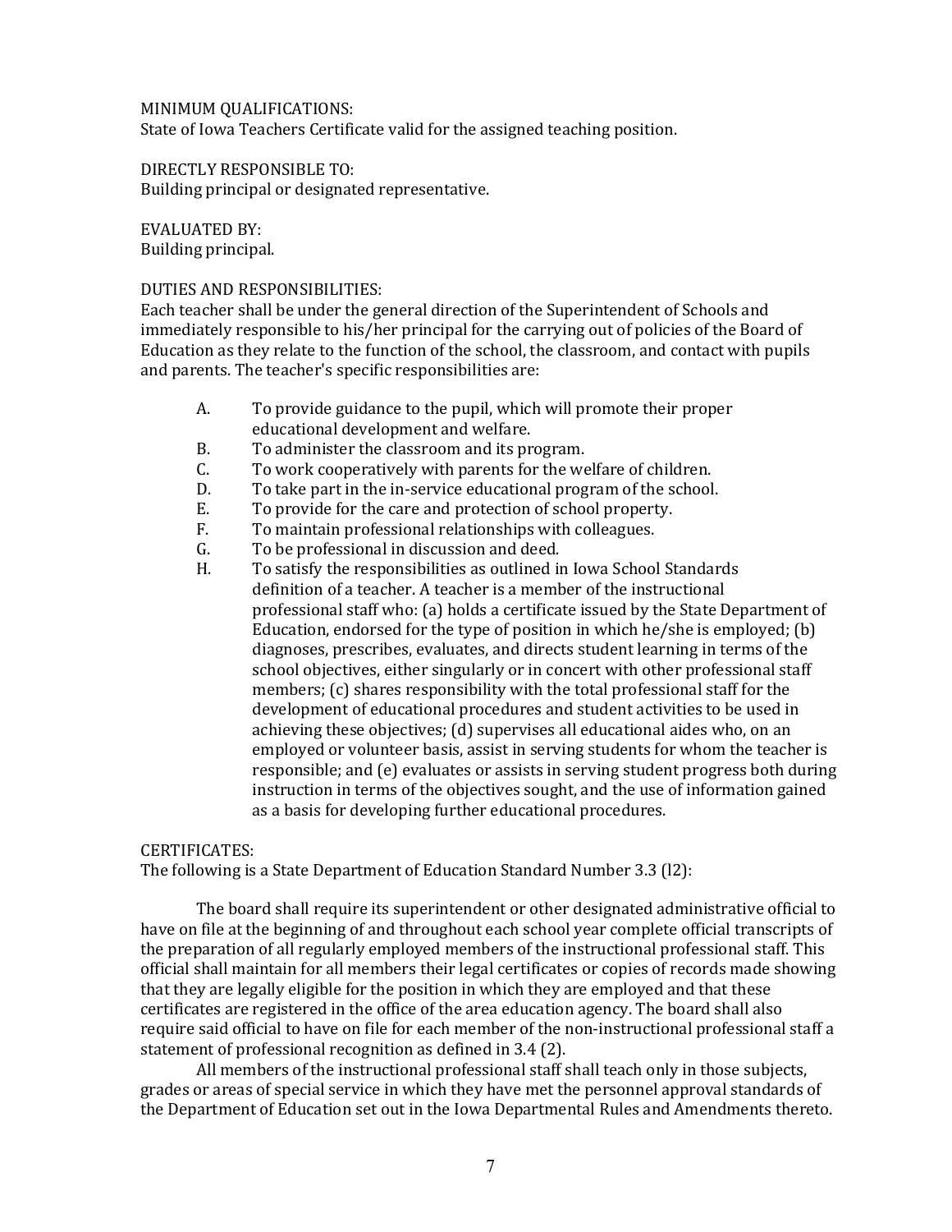MINIMUM QUALIFICATIONS:
State of Iowa Teachers Certificate valid for the assigned teaching position.

DIRECTLY RESPONSIBLE TO:
Building principal or designated representative.

EVALUATED BY:
Building principal.

DUTIES AND RESPONSIBILITIES:
Each teacher shall be under the general direction of the Superintendent of Schools and immediately responsible to his/her principal for the carrying out of policies of the Board of Education as they relate to the function of the school, the classroom, and contact with pupils and parents. The teacher's specific responsibilities are:

A. To provide guidance to the pupil, which will promote their proper educational development and welfare.
B. To administer the classroom and its program.
C. To work cooperatively with parents for the welfare of children.
D. To take part in the in-service educational program of the school.
E. To provide for the care and protection of school property.
F. To maintain professional relationships with colleagues.
G. To be professional in discussion and deed.
H. To satisfy the responsibilities as outlined in Iowa School Standards definition of a teacher. A teacher is a member of the instructional professional staff who: (a) holds a certificate issued by the State Department of Education, endorsed for the type of position in which he/she is employed; (b) diagnoses, prescribes, evaluates, and directs student learning in terms of the school objectives, either singularly or in concert with other professional staff members; (c) shares responsibility with the total professional staff for the development of educational procedures and student activities to be used in achieving these objectives; (d) supervises all educational aides who, on an employed or volunteer basis, assist in serving students for whom the teacher is responsible; and (e) evaluates or assists in serving student progress both during instruction in terms of the objectives sought, and the use of information gained as a basis for developing further educational procedures.

CERTIFICATES:
The following is a State Department of Education Standard Number 3.3 (l2):

The board shall require its superintendent or other designated administrative official to have on file at the beginning of and throughout each school year complete official transcripts of the preparation of all regularly employed members of the instructional professional staff. This official shall maintain for all members their legal certificates or copies of records made showing that they are legally eligible for the position in which they are employed and that these certificates are registered in the office of the area education agency. The board shall also require said official to have on file for each member of the non-instructional professional staff a statement of professional recognition as defined in 3.4 (2).

All members of the instructional professional staff shall teach only in those subjects, grades or areas of special service in which they have met the personnel approval standards of the Department of Education set out in the Iowa Departmental Rules and Amendments thereto.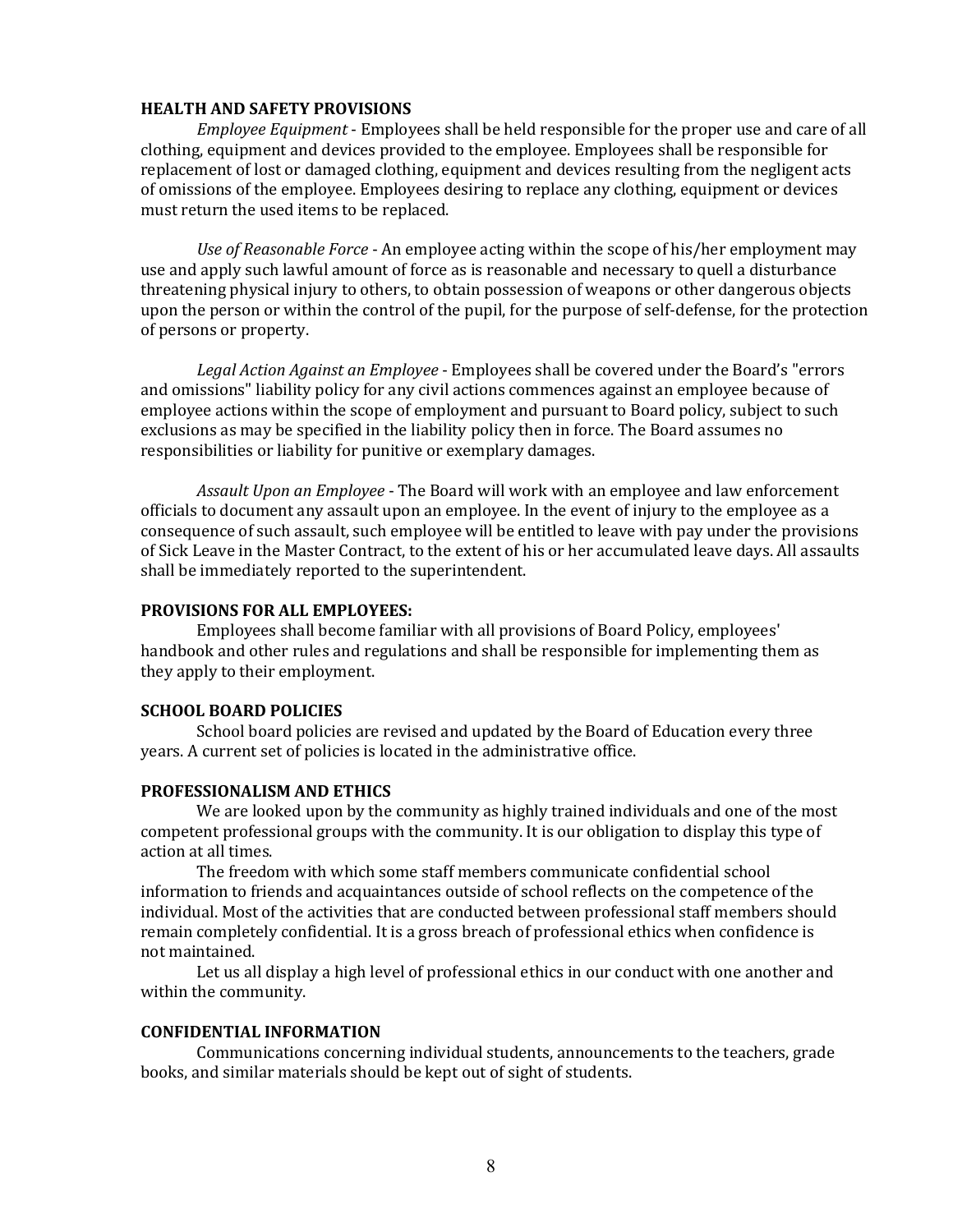**HEALTH AND SAFETY PROVISIONS**

*Employee Equipment* - Employees shall be held responsible for the proper use and care of all clothing, equipment and devices provided to the employee. Employees shall be responsible for replacement of lost or damaged clothing, equipment and devices resulting from the negligent acts of omissions of the employee. Employees desiring to replace any clothing, equipment or devices must return the used items to be replaced.

*Use of Reasonable Force* - An employee acting within the scope of his/her employment may use and apply such lawful amount of force as is reasonable and necessary to quell a disturbance threatening physical injury to others, to obtain possession of weapons or other dangerous objects upon the person or within the control of the pupil, for the purpose of self-defense, for the protection of persons or property.

*Legal Action Against an Employee* - Employees shall be covered under the Board's "errors and omissions" liability policy for any civil actions commences against an employee because of employee actions within the scope of employment and pursuant to Board policy, subject to such exclusions as may be specified in the liability policy then in force. The Board assumes no responsibilities or liability for punitive or exemplary damages.

*Assault Upon an Employee* - The Board will work with an employee and law enforcement officials to document any assault upon an employee. In the event of injury to the employee as a consequence of such assault, such employee will be entitled to leave with pay under the provisions of Sick Leave in the Master Contract, to the extent of his or her accumulated leave days. All assaults shall be immediately reported to the superintendent.

**PROVISIONS FOR ALL EMPLOYEES:**

Employees shall become familiar with all provisions of Board Policy, employees' handbook and other rules and regulations and shall be responsible for implementing them as they apply to their employment.

**SCHOOL BOARD POLICIES**

School board policies are revised and updated by the Board of Education every three years. A current set of policies is located in the administrative office.

**PROFESSIONALISM AND ETHICS**

We are looked upon by the community as highly trained individuals and one of the most competent professional groups with the community. It is our obligation to display this type of action at all times.

The freedom with which some staff members communicate confidential school information to friends and acquaintances outside of school reflects on the competence of the individual. Most of the activities that are conducted between professional staff members should remain completely confidential. It is a gross breach of professional ethics when confidence is not maintained.

Let us all display a high level of professional ethics in our conduct with one another and within the community.

**CONFIDENTIAL INFORMATION**

Communications concerning individual students, announcements to the teachers, grade books, and similar materials should be kept out of sight of students.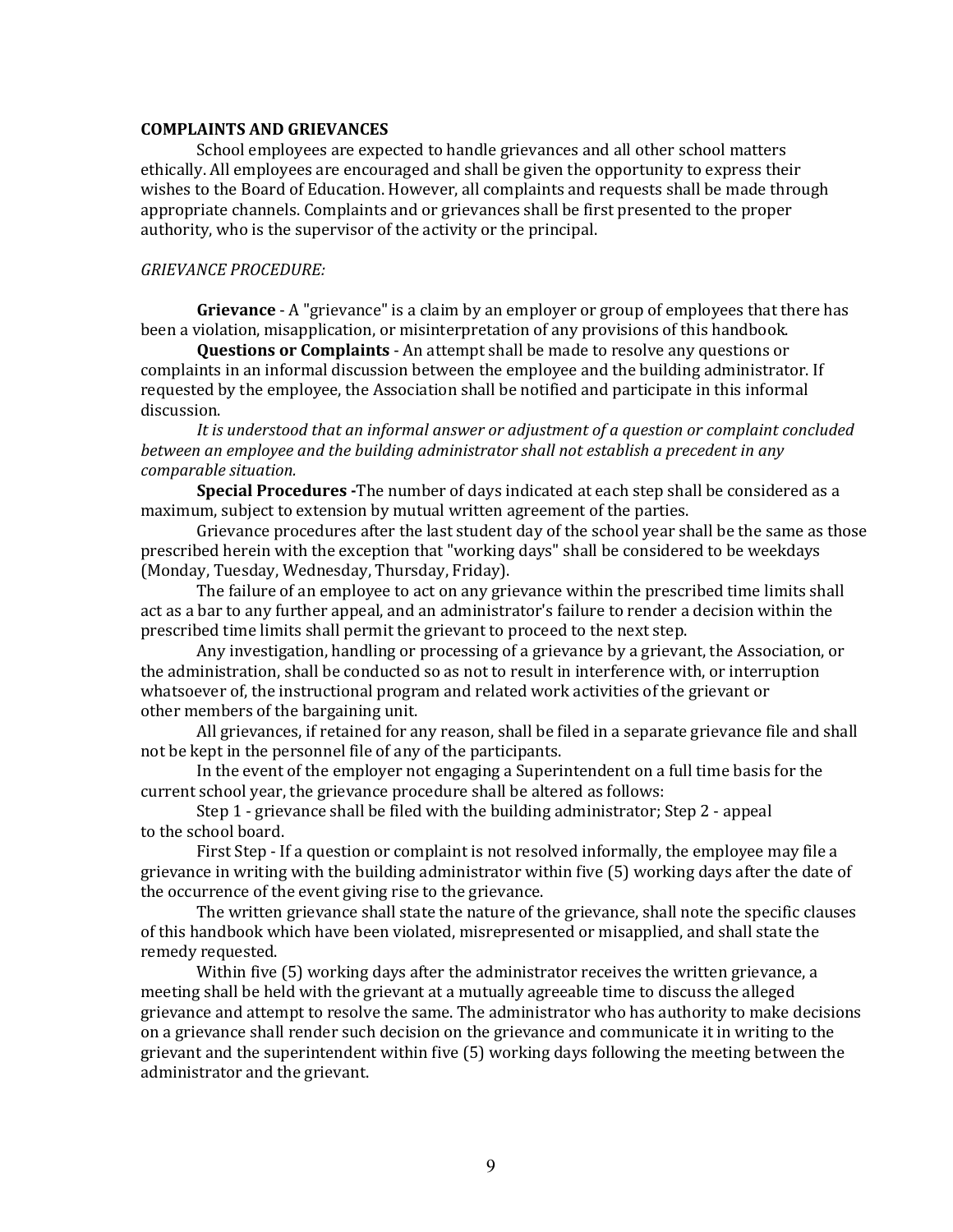## COMPLAINTS AND GRIEVANCES

School employees are expected to handle grievances and all other school matters ethically. All employees are encouraged and shall be given the opportunity to express their wishes to the Board of Education. However, all complaints and requests shall be made through appropriate channels. Complaints and or grievances shall be first presented to the proper authority, who is the supervisor of the activity or the principal.

*GRIEVANCE PROCEDURE:*

**Grievance** - A "grievance" is a claim by an employer or group of employees that there has been a violation, misapplication, or misinterpretation of any provisions of this handbook.

**Questions or Complaints** - An attempt shall be made to resolve any questions or complaints in an informal discussion between the employee and the building administrator. If requested by the employee, the Association shall be notified and participate in this informal discussion.

*It is understood that an informal answer or adjustment of a question or complaint concluded between an employee and the building administrator shall not establish a precedent in any comparable situation.*

**Special Procedures -** The number of days indicated at each step shall be considered as a maximum, subject to extension by mutual written agreement of the parties.

Grievance procedures after the last student day of the school year shall be the same as those prescribed herein with the exception that "working days" shall be considered to be weekdays (Monday, Tuesday, Wednesday, Thursday, Friday).

The failure of an employee to act on any grievance within the prescribed time limits shall act as a bar to any further appeal, and an administrator's failure to render a decision within the prescribed time limits shall permit the grievant to proceed to the next step.

Any investigation, handling or processing of a grievance by a grievant, the Association, or the administration, shall be conducted so as not to result in interference with, or interruption whatsoever of, the instructional program and related work activities of the grievant or other members of the bargaining unit.

All grievances, if retained for any reason, shall be filed in a separate grievance file and shall not be kept in the personnel file of any of the participants.

In the event of the employer not engaging a Superintendent on a full time basis for the current school year, the grievance procedure shall be altered as follows:

Step 1 - grievance shall be filed with the building administrator; Step 2 - appeal to the school board.

First Step - If a question or complaint is not resolved informally, the employee may file a grievance in writing with the building administrator within five (5) working days after the date of the occurrence of the event giving rise to the grievance.

The written grievance shall state the nature of the grievance, shall note the specific clauses of this handbook which have been violated, misrepresented or misapplied, and shall state the remedy requested.

Within five (5) working days after the administrator receives the written grievance, a meeting shall be held with the grievant at a mutually agreeable time to discuss the alleged grievance and attempt to resolve the same. The administrator who has authority to make decisions on a grievance shall render such decision on the grievance and communicate it in writing to the grievant and the superintendent within five (5) working days following the meeting between the administrator and the grievant.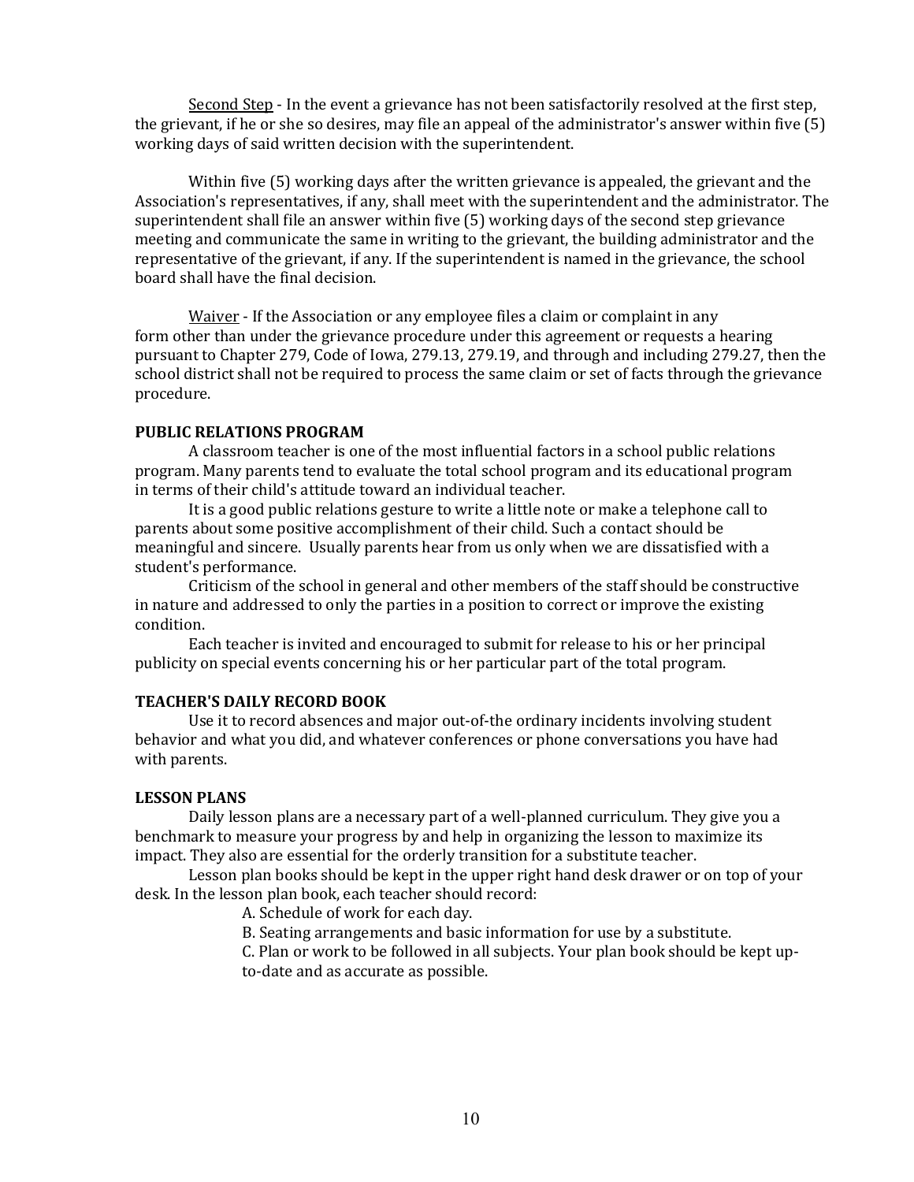Second Step - In the event a grievance has not been satisfactorily resolved at the first step, the grievant, if he or she so desires, may file an appeal of the administrator's answer within five (5) working days of said written decision with the superintendent.

Within five (5) working days after the written grievance is appealed, the grievant and the Association's representatives, if any, shall meet with the superintendent and the administrator. The superintendent shall file an answer within five (5) working days of the second step grievance meeting and communicate the same in writing to the grievant, the building administrator and the representative of the grievant, if any. If the superintendent is named in the grievance, the school board shall have the final decision.

Waiver - If the Association or any employee files a claim or complaint in any form other than under the grievance procedure under this agreement or requests a hearing pursuant to Chapter 279, Code of Iowa, 279.13, 279.19, and through and including 279.27, then the school district shall not be required to process the same claim or set of facts through the grievance procedure.

**PUBLIC RELATIONS PROGRAM**

A classroom teacher is one of the most influential factors in a school public relations program. Many parents tend to evaluate the total school program and its educational program in terms of their child's attitude toward an individual teacher.

It is a good public relations gesture to write a little note or make a telephone call to parents about some positive accomplishment of their child. Such a contact should be meaningful and sincere. Usually parents hear from us only when we are dissatisfied with a student's performance.

Criticism of the school in general and other members of the staff should be constructive in nature and addressed to only the parties in a position to correct or improve the existing condition.

Each teacher is invited and encouraged to submit for release to his or her principal publicity on special events concerning his or her particular part of the total program.

**TEACHER'S DAILY RECORD BOOK**

Use it to record absences and major out-of-the ordinary incidents involving student behavior and what you did, and whatever conferences or phone conversations you have had with parents.

**LESSON PLANS**

Daily lesson plans are a necessary part of a well-planned curriculum. They give you a benchmark to measure your progress by and help in organizing the lesson to maximize its impact. They also are essential for the orderly transition for a substitute teacher.

Lesson plan books should be kept in the upper right hand desk drawer or on top of your desk. In the lesson plan book, each teacher should record:

A. Schedule of work for each day.

B. Seating arrangements and basic information for use by a substitute.

C. Plan or work to be followed in all subjects. Your plan book should be kept up-to-date and as accurate as possible.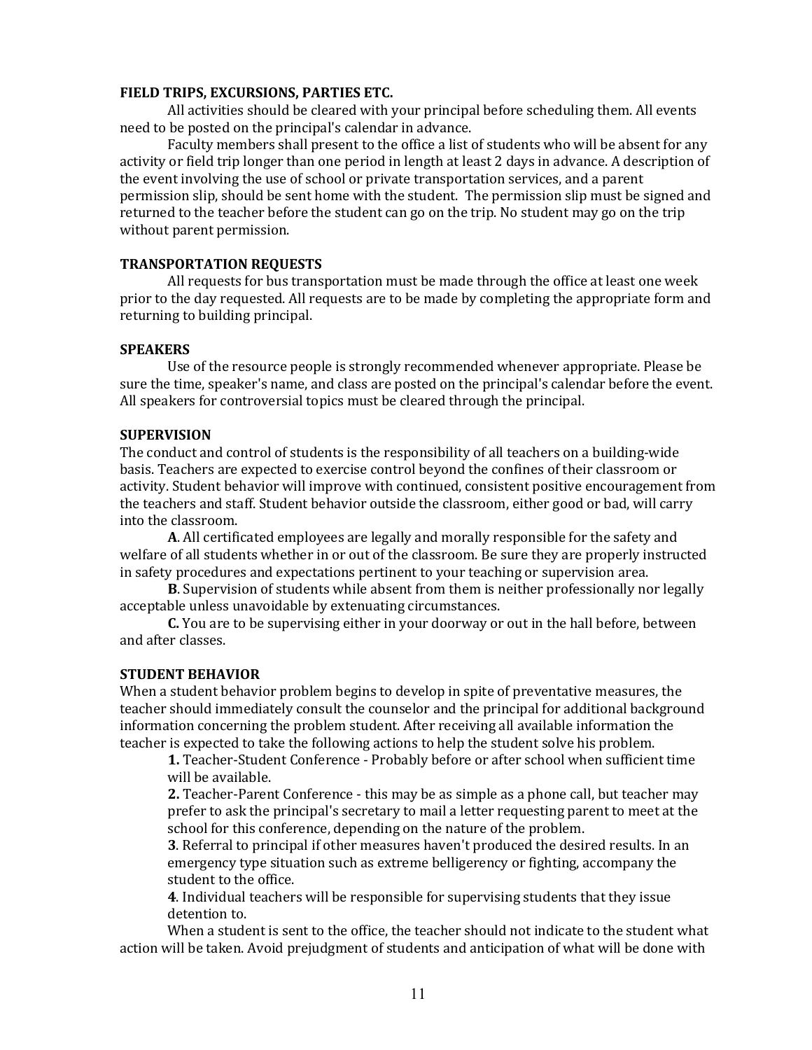### FIELD TRIPS, EXCURSIONS, PARTIES ETC.

All activities should be cleared with your principal before scheduling them. All events need to be posted on the principal's calendar in advance.

Faculty members shall present to the office a list of students who will be absent for any activity or field trip longer than one period in length at least 2 days in advance. A description of the event involving the use of school or private transportation services, and a parent permission slip, should be sent home with the student. The permission slip must be signed and returned to the teacher before the student can go on the trip. No student may go on the trip without parent permission.

### TRANSPORTATION REQUESTS

All requests for bus transportation must be made through the office at least one week prior to the day requested. All requests are to be made by completing the appropriate form and returning to building principal.

### SPEAKERS

Use of the resource people is strongly recommended whenever appropriate. Please be sure the time, speaker's name, and class are posted on the principal's calendar before the event. All speakers for controversial topics must be cleared through the principal.

### SUPERVISION

The conduct and control of students is the responsibility of all teachers on a building-wide basis. Teachers are expected to exercise control beyond the confines of their classroom or activity. Student behavior will improve with continued, consistent positive encouragement from the teachers and staff. Student behavior outside the classroom, either good or bad, will carry into the classroom.

**A**. All certificated employees are legally and morally responsible for the safety and welfare of all students whether in or out of the classroom. Be sure they are properly instructed in safety procedures and expectations pertinent to your teaching or supervision area.

**B**. Supervision of students while absent from them is neither professionally nor legally acceptable unless unavoidable by extenuating circumstances.

**C.** You are to be supervising either in your doorway or out in the hall before, between and after classes.

### STUDENT BEHAVIOR

When a student behavior problem begins to develop in spite of preventative measures, the teacher should immediately consult the counselor and the principal for additional background information concerning the problem student. After receiving all available information the teacher is expected to take the following actions to help the student solve his problem.

**1.** Teacher-Student Conference - Probably before or after school when sufficient time will be available.

**2.** Teacher-Parent Conference - this may be as simple as a phone call, but teacher may prefer to ask the principal's secretary to mail a letter requesting parent to meet at the school for this conference, depending on the nature of the problem.

**3**. Referral to principal if other measures haven't produced the desired results. In an emergency type situation such as extreme belligerency or fighting, accompany the student to the office.

**4**. Individual teachers will be responsible for supervising students that they issue detention to.

When a student is sent to the office, the teacher should not indicate to the student what action will be taken. Avoid prejudgment of students and anticipation of what will be done with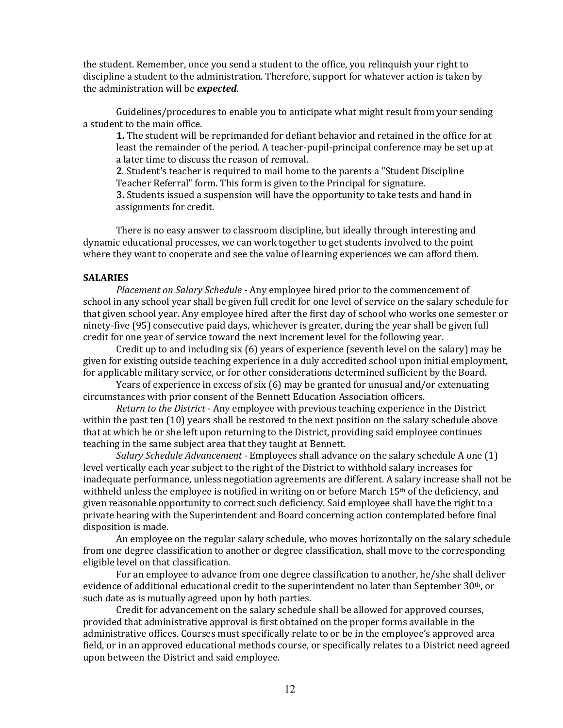the student. Remember, once you send a student to the office, you relinquish your right to discipline a student to the administration. Therefore, support for whatever action is taken by the administration will be ***expected***.

Guidelines/procedures to enable you to anticipate what might result from your sending a student to the main office.

**1.** The student will be reprimanded for defiant behavior and retained in the office for at least the remainder of the period. A teacher-pupil-principal conference may be set up at a later time to discuss the reason of removal.

**2**. Student's teacher is required to mail home to the parents a "Student Discipline Teacher Referral" form. This form is given to the Principal for signature.

**3.** Students issued a suspension will have the opportunity to take tests and hand in assignments for credit.

There is no easy answer to classroom discipline, but ideally through interesting and dynamic educational processes, we can work together to get students involved to the point where they want to cooperate and see the value of learning experiences we can afford them.

**SALARIES**

*Placement on Salary Schedule* - Any employee hired prior to the commencement of school in any school year shall be given full credit for one level of service on the salary schedule for that given school year. Any employee hired after the first day of school who works one semester or ninety-five (95) consecutive paid days, whichever is greater, during the year shall be given full credit for one year of service toward the next increment level for the following year.

Credit up to and including six (6) years of experience (seventh level on the salary) may be given for existing outside teaching experience in a duly accredited school upon initial employment, for applicable military service, or for other considerations determined sufficient by the Board.

Years of experience in excess of six (6) may be granted for unusual and/or extenuating circumstances with prior consent of the Bennett Education Association officers.

*Return to the District* - Any employee with previous teaching experience in the District within the past ten (10) years shall be restored to the next position on the salary schedule above that at which he or she left upon returning to the District, providing said employee continues teaching in the same subject area that they taught at Bennett.

*Salary Schedule Advancement* - Employees shall advance on the salary schedule A one (1) level vertically each year subject to the right of the District to withhold salary increases for inadequate performance, unless negotiation agreements are different. A salary increase shall not be withheld unless the employee is notified in writing on or before March 15th of the deficiency, and given reasonable opportunity to correct such deficiency. Said employee shall have the right to a private hearing with the Superintendent and Board concerning action contemplated before final disposition is made.

An employee on the regular salary schedule, who moves horizontally on the salary schedule from one degree classification to another or degree classification, shall move to the corresponding eligible level on that classification.

For an employee to advance from one degree classification to another, he/she shall deliver evidence of additional educational credit to the superintendent no later than September 30th, or such date as is mutually agreed upon by both parties.

Credit for advancement on the salary schedule shall be allowed for approved courses, provided that administrative approval is first obtained on the proper forms available in the administrative offices. Courses must specifically relate to or be in the employee's approved area field, or in an approved educational methods course, or specifically relates to a District need agreed upon between the District and said employee.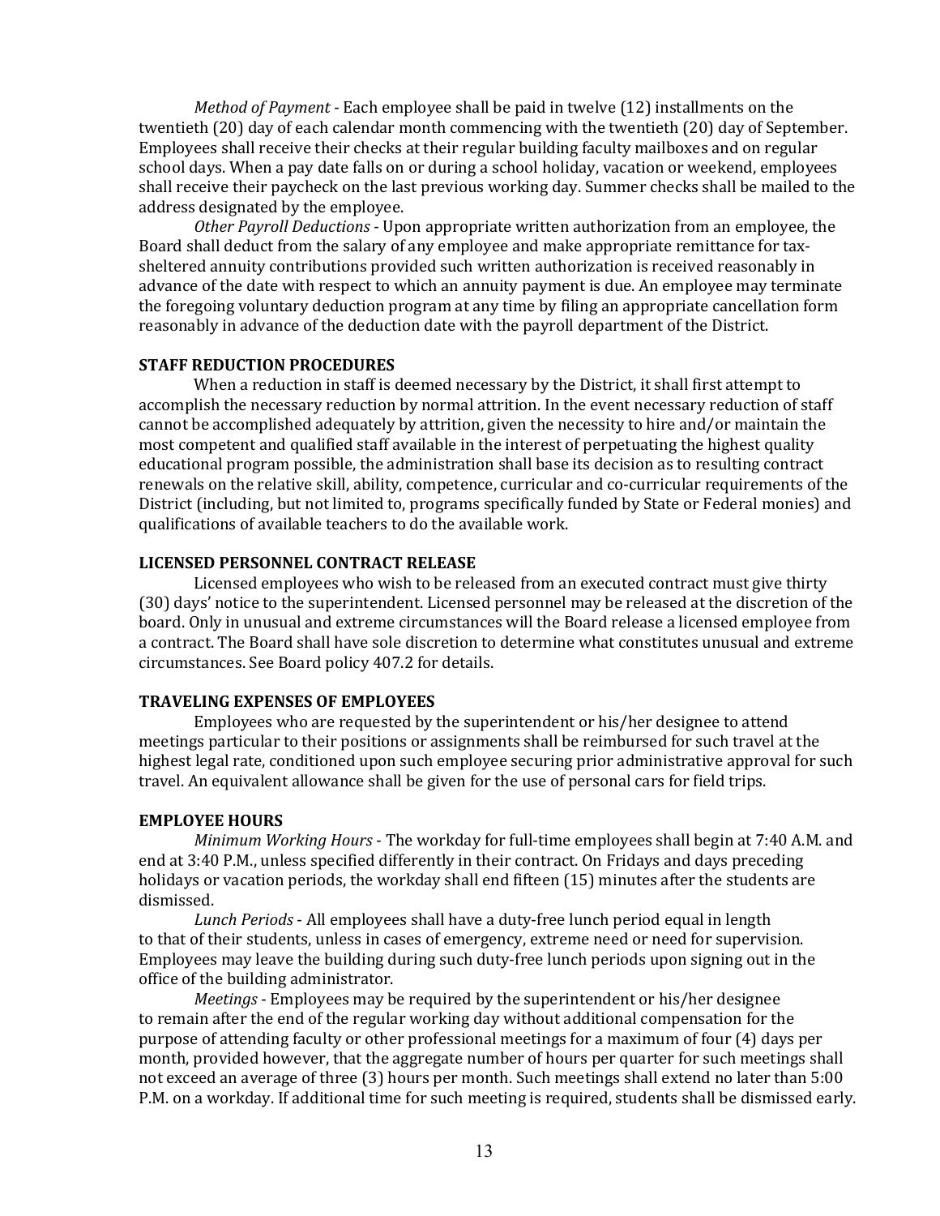*Method of Payment* - Each employee shall be paid in twelve (12) installments on the twentieth (20) day of each calendar month commencing with the twentieth (20) day of September. Employees shall receive their checks at their regular building faculty mailboxes and on regular school days. When a pay date falls on or during a school holiday, vacation or weekend, employees shall receive their paycheck on the last previous working day. Summer checks shall be mailed to the address designated by the employee.

*Other Payroll Deductions* - Upon appropriate written authorization from an employee, the Board shall deduct from the salary of any employee and make appropriate remittance for tax-sheltered annuity contributions provided such written authorization is received reasonably in advance of the date with respect to which an annuity payment is due. An employee may terminate the foregoing voluntary deduction program at any time by filing an appropriate cancellation form reasonably in advance of the deduction date with the payroll department of the District.

**STAFF REDUCTION PROCEDURES**

When a reduction in staff is deemed necessary by the District, it shall first attempt to accomplish the necessary reduction by normal attrition. In the event necessary reduction of staff cannot be accomplished adequately by attrition, given the necessity to hire and/or maintain the most competent and qualified staff available in the interest of perpetuating the highest quality educational program possible, the administration shall base its decision as to resulting contract renewals on the relative skill, ability, competence, curricular and co-curricular requirements of the District (including, but not limited to, programs specifically funded by State or Federal monies) and qualifications of available teachers to do the available work.

**LICENSED PERSONNEL CONTRACT RELEASE**

Licensed employees who wish to be released from an executed contract must give thirty (30) days' notice to the superintendent. Licensed personnel may be released at the discretion of the board. Only in unusual and extreme circumstances will the Board release a licensed employee from a contract. The Board shall have sole discretion to determine what constitutes unusual and extreme circumstances. See Board policy 407.2 for details.

**TRAVELING EXPENSES OF EMPLOYEES**

Employees who are requested by the superintendent or his/her designee to attend meetings particular to their positions or assignments shall be reimbursed for such travel at the highest legal rate, conditioned upon such employee securing prior administrative approval for such travel. An equivalent allowance shall be given for the use of personal cars for field trips.

**EMPLOYEE HOURS**

*Minimum Working Hours* - The workday for full-time employees shall begin at 7:40 A.M. and end at 3:40 P.M., unless specified differently in their contract. On Fridays and days preceding holidays or vacation periods, the workday shall end fifteen (15) minutes after the students are dismissed.

*Lunch Periods* - All employees shall have a duty-free lunch period equal in length to that of their students, unless in cases of emergency, extreme need or need for supervision. Employees may leave the building during such duty-free lunch periods upon signing out in the office of the building administrator.

*Meetings* - Employees may be required by the superintendent or his/her designee to remain after the end of the regular working day without additional compensation for the purpose of attending faculty or other professional meetings for a maximum of four (4) days per month, provided however, that the aggregate number of hours per quarter for such meetings shall not exceed an average of three (3) hours per month. Such meetings shall extend no later than 5:00 P.M. on a workday. If additional time for such meeting is required, students shall be dismissed early.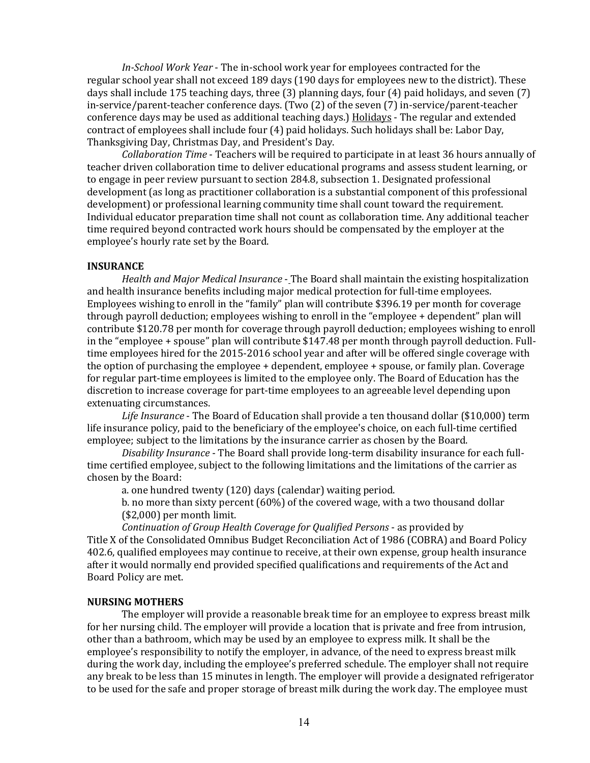*In-School Work Year* - The in-school work year for employees contracted for the regular school year shall not exceed 189 days (190 days for employees new to the district). These days shall include 175 teaching days, three (3) planning days, four (4) paid holidays, and seven (7) in-service/parent-teacher conference days. (Two (2) of the seven (7) in-service/parent-teacher conference days may be used as additional teaching days.) Holidays - The regular and extended contract of employees shall include four (4) paid holidays. Such holidays shall be: Labor Day, Thanksgiving Day, Christmas Day, and President's Day.

*Collaboration Time* - Teachers will be required to participate in at least 36 hours annually of teacher driven collaboration time to deliver educational programs and assess student learning, or to engage in peer review pursuant to section 284.8, subsection 1. Designated professional development (as long as practitioner collaboration is a substantial component of this professional development) or professional learning community time shall count toward the requirement. Individual educator preparation time shall not count as collaboration time. Any additional teacher time required beyond contracted work hours should be compensated by the employer at the employee's hourly rate set by the Board.

**INSURANCE**

*Health and Major Medical Insurance* - The Board shall maintain the existing hospitalization and health insurance benefits including major medical protection for full-time employees. Employees wishing to enroll in the "family" plan will contribute $396.19 per month for coverage through payroll deduction; employees wishing to enroll in the "employee + dependent" plan will contribute $120.78 per month for coverage through payroll deduction; employees wishing to enroll in the "employee + spouse" plan will contribute $147.48 per month through payroll deduction. Full-time employees hired for the 2015-2016 school year and after will be offered single coverage with the option of purchasing the employee + dependent, employee + spouse, or family plan. Coverage for regular part-time employees is limited to the employee only. The Board of Education has the discretion to increase coverage for part-time employees to an agreeable level depending upon extenuating circumstances.

*Life Insurance* - The Board of Education shall provide a ten thousand dollar ($10,000) term life insurance policy, paid to the beneficiary of the employee's choice, on each full-time certified employee; subject to the limitations by the insurance carrier as chosen by the Board.

*Disability Insurance* - The Board shall provide long-term disability insurance for each full-time certified employee, subject to the following limitations and the limitations of the carrier as chosen by the Board:

a. one hundred twenty (120) days (calendar) waiting period.

b. no more than sixty percent (60%) of the covered wage, with a two thousand dollar ($2,000) per month limit.

*Continuation of Group Health Coverage for Qualified Persons* - as provided by Title X of the Consolidated Omnibus Budget Reconciliation Act of 1986 (COBRA) and Board Policy 402.6, qualified employees may continue to receive, at their own expense, group health insurance after it would normally end provided specified qualifications and requirements of the Act and Board Policy are met.

**NURSING MOTHERS**

The employer will provide a reasonable break time for an employee to express breast milk for her nursing child. The employer will provide a location that is private and free from intrusion, other than a bathroom, which may be used by an employee to express milk. It shall be the employee's responsibility to notify the employer, in advance, of the need to express breast milk during the work day, including the employee's preferred schedule. The employer shall not require any break to be less than 15 minutes in length. The employer will provide a designated refrigerator to be used for the safe and proper storage of breast milk during the work day. The employee must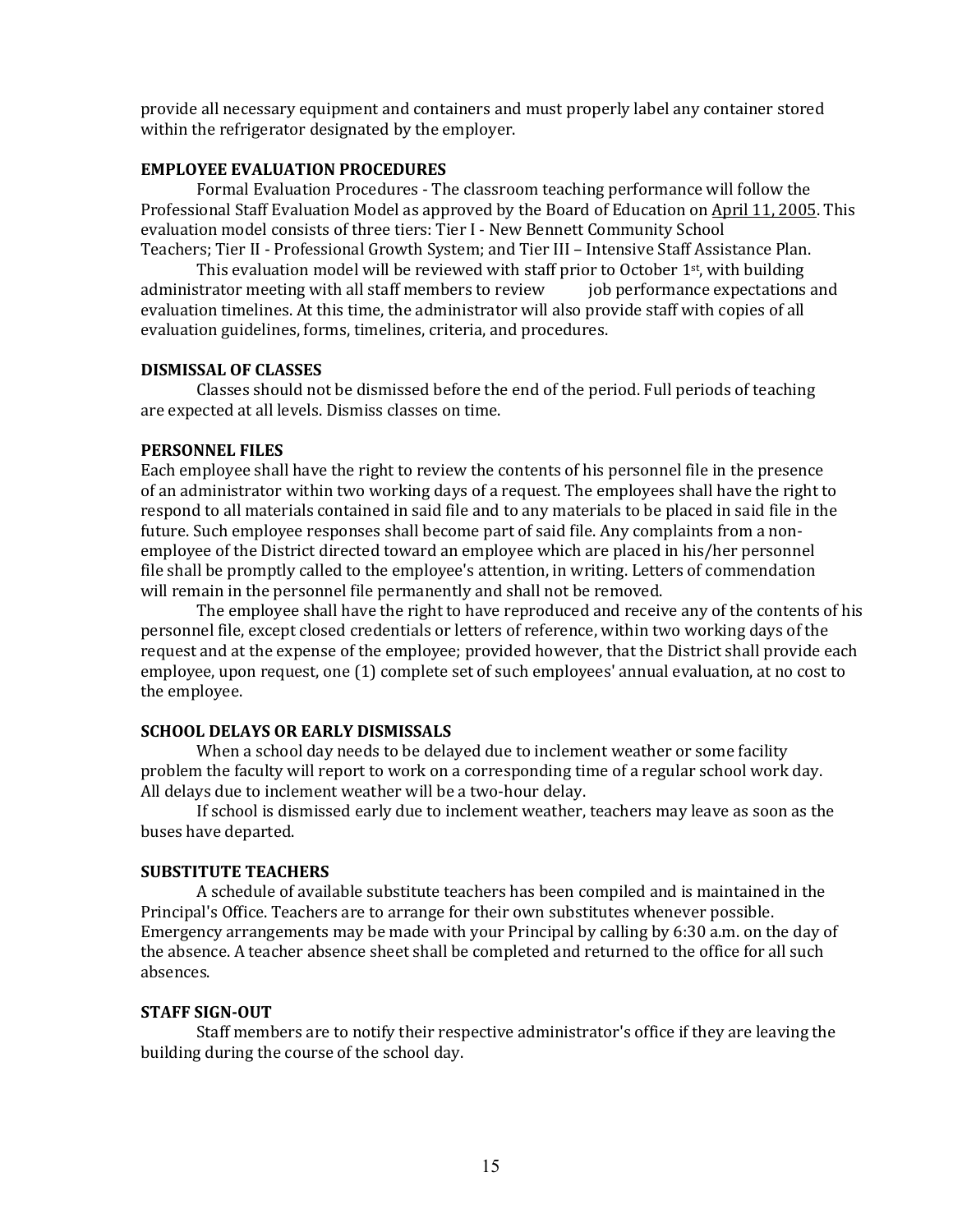provide all necessary equipment and containers and must properly label any container stored within the refrigerator designated by the employer.

**EMPLOYEE EVALUATION PROCEDURES**

Formal Evaluation Procedures - The classroom teaching performance will follow the Professional Staff Evaluation Model as approved by the Board of Education on April 11, 2005. This evaluation model consists of three tiers: Tier I - New Bennett Community School Teachers; Tier II - Professional Growth System; and Tier III – Intensive Staff Assistance Plan.

This evaluation model will be reviewed with staff prior to October 1st, with building administrator meeting with all staff members to review job performance expectations and evaluation timelines. At this time, the administrator will also provide staff with copies of all evaluation guidelines, forms, timelines, criteria, and procedures.

**DISMISSAL OF CLASSES**

Classes should not be dismissed before the end of the period. Full periods of teaching are expected at all levels. Dismiss classes on time.

**PERSONNEL FILES**

Each employee shall have the right to review the contents of his personnel file in the presence of an administrator within two working days of a request. The employees shall have the right to respond to all materials contained in said file and to any materials to be placed in said file in the future. Such employee responses shall become part of said file. Any complaints from a non-employee of the District directed toward an employee which are placed in his/her personnel file shall be promptly called to the employee's attention, in writing. Letters of commendation will remain in the personnel file permanently and shall not be removed.

The employee shall have the right to have reproduced and receive any of the contents of his personnel file, except closed credentials or letters of reference, within two working days of the request and at the expense of the employee; provided however, that the District shall provide each employee, upon request, one (1) complete set of such employees' annual evaluation, at no cost to the employee.

**SCHOOL DELAYS OR EARLY DISMISSALS**

When a school day needs to be delayed due to inclement weather or some facility problem the faculty will report to work on a corresponding time of a regular school work day. All delays due to inclement weather will be a two-hour delay.

If school is dismissed early due to inclement weather, teachers may leave as soon as the buses have departed.

**SUBSTITUTE TEACHERS**

A schedule of available substitute teachers has been compiled and is maintained in the Principal's Office. Teachers are to arrange for their own substitutes whenever possible. Emergency arrangements may be made with your Principal by calling by 6:30 a.m. on the day of the absence. A teacher absence sheet shall be completed and returned to the office for all such absences.

**STAFF SIGN-OUT**

Staff members are to notify their respective administrator's office if they are leaving the building during the course of the school day.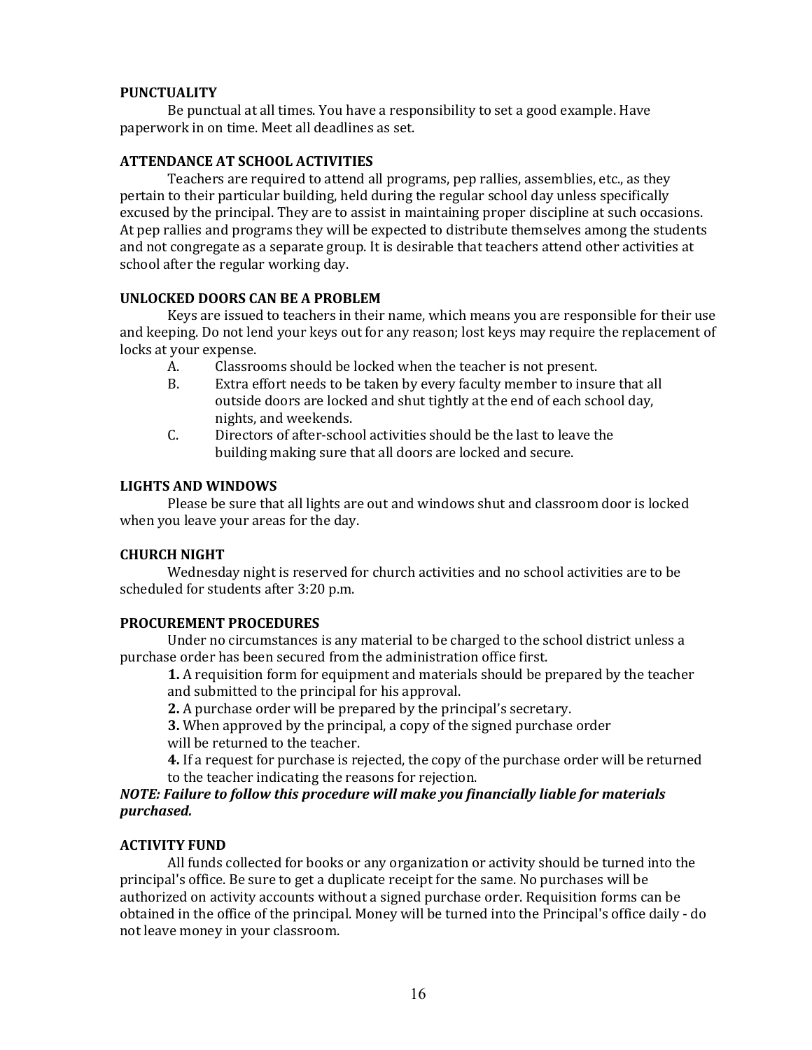**PUNCTUALITY**

Be punctual at all times. You have a responsibility to set a good example. Have paperwork in on time. Meet all deadlines as set.

**ATTENDANCE AT SCHOOL ACTIVITIES**

Teachers are required to attend all programs, pep rallies, assemblies, etc., as they pertain to their particular building, held during the regular school day unless specifically excused by the principal. They are to assist in maintaining proper discipline at such occasions. At pep rallies and programs they will be expected to distribute themselves among the students and not congregate as a separate group. It is desirable that teachers attend other activities at school after the regular working day.

**UNLOCKED DOORS CAN BE A PROBLEM**

Keys are issued to teachers in their name, which means you are responsible for their use and keeping. Do not lend your keys out for any reason; lost keys may require the replacement of locks at your expense.

A. Classrooms should be locked when the teacher is not present.

B. Extra effort needs to be taken by every faculty member to insure that all outside doors are locked and shut tightly at the end of each school day, nights, and weekends.

C. Directors of after-school activities should be the last to leave the building making sure that all doors are locked and secure.

**LIGHTS AND WINDOWS**

Please be sure that all lights are out and windows shut and classroom door is locked when you leave your areas for the day.

**CHURCH NIGHT**

Wednesday night is reserved for church activities and no school activities are to be scheduled for students after 3:20 p.m.

**PROCUREMENT PROCEDURES**

Under no circumstances is any material to be charged to the school district unless a purchase order has been secured from the administration office first.

**1.** A requisition form for equipment and materials should be prepared by the teacher and submitted to the principal for his approval.

**2.** A purchase order will be prepared by the principal's secretary.

**3.** When approved by the principal, a copy of the signed purchase order will be returned to the teacher.

**4.** If a request for purchase is rejected, the copy of the purchase order will be returned to the teacher indicating the reasons for rejection.

***NOTE: Failure to follow this procedure will make you financially liable for materials purchased.***

**ACTIVITY FUND**

All funds collected for books or any organization or activity should be turned into the principal's office. Be sure to get a duplicate receipt for the same. No purchases will be authorized on activity accounts without a signed purchase order. Requisition forms can be obtained in the office of the principal. Money will be turned into the Principal's office daily - do not leave money in your classroom.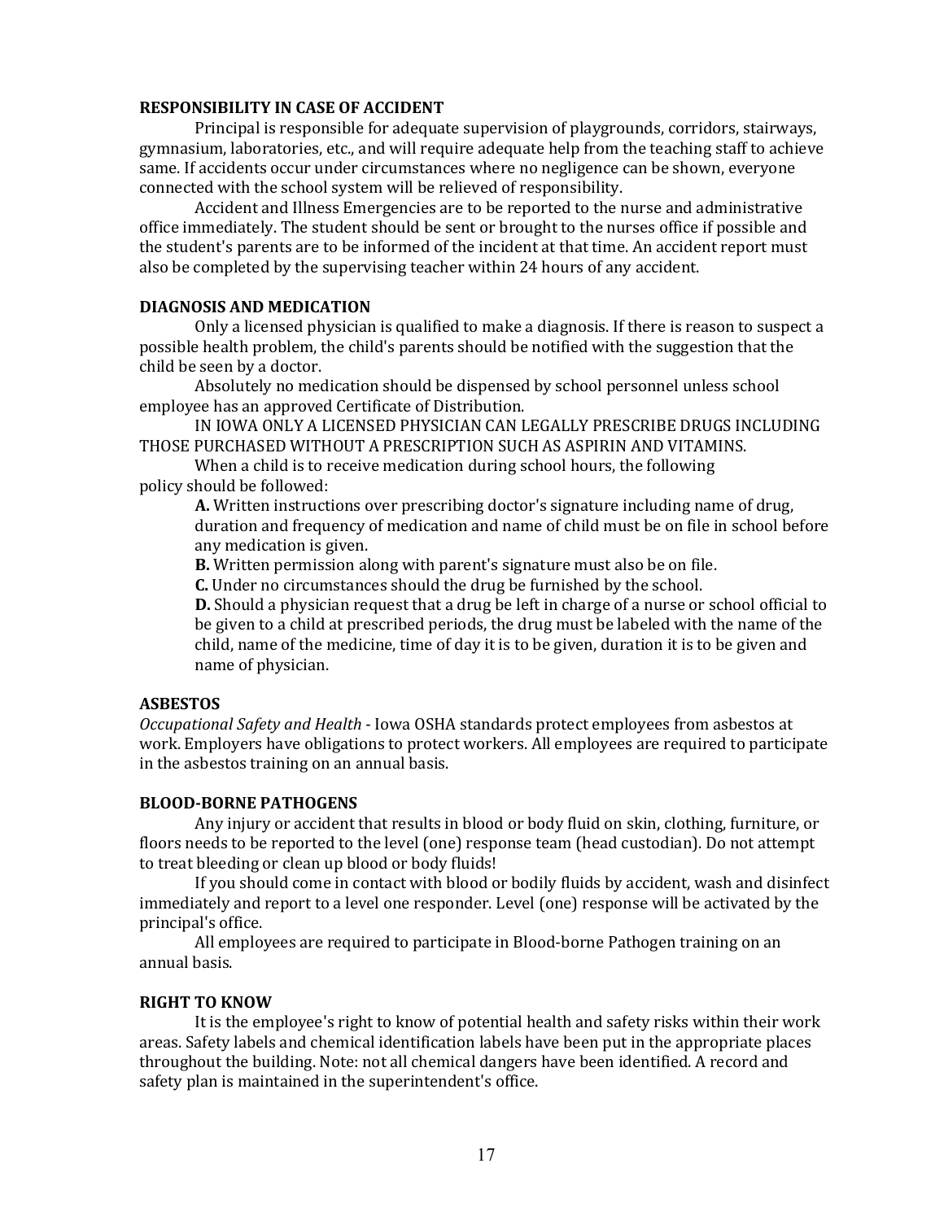**RESPONSIBILITY IN CASE OF ACCIDENT**

Principal is responsible for adequate supervision of playgrounds, corridors, stairways, gymnasium, laboratories, etc., and will require adequate help from the teaching staff to achieve same. If accidents occur under circumstances where no negligence can be shown, everyone connected with the school system will be relieved of responsibility.

Accident and Illness Emergencies are to be reported to the nurse and administrative office immediately. The student should be sent or brought to the nurses office if possible and the student's parents are to be informed of the incident at that time. An accident report must also be completed by the supervising teacher within 24 hours of any accident.

**DIAGNOSIS AND MEDICATION**

Only a licensed physician is qualified to make a diagnosis. If there is reason to suspect a possible health problem, the child's parents should be notified with the suggestion that the child be seen by a doctor.

Absolutely no medication should be dispensed by school personnel unless school employee has an approved Certificate of Distribution.

IN IOWA ONLY A LICENSED PHYSICIAN CAN LEGALLY PRESCRIBE DRUGS INCLUDING THOSE PURCHASED WITHOUT A PRESCRIPTION SUCH AS ASPIRIN AND VITAMINS.

When a child is to receive medication during school hours, the following policy should be followed:

**A.** Written instructions over prescribing doctor's signature including name of drug, duration and frequency of medication and name of child must be on file in school before any medication is given.

**B.** Written permission along with parent's signature must also be on file.

**C.** Under no circumstances should the drug be furnished by the school.

**D.** Should a physician request that a drug be left in charge of a nurse or school official to be given to a child at prescribed periods, the drug must be labeled with the name of the child, name of the medicine, time of day it is to be given, duration it is to be given and name of physician.

**ASBESTOS**

*Occupational Safety and Health* - Iowa OSHA standards protect employees from asbestos at work. Employers have obligations to protect workers. All employees are required to participate in the asbestos training on an annual basis.

**BLOOD-BORNE PATHOGENS**

Any injury or accident that results in blood or body fluid on skin, clothing, furniture, or floors needs to be reported to the level (one) response team (head custodian). Do not attempt to treat bleeding or clean up blood or body fluids!

If you should come in contact with blood or bodily fluids by accident, wash and disinfect immediately and report to a level one responder. Level (one) response will be activated by the principal's office.

All employees are required to participate in Blood-borne Pathogen training on an annual basis.

**RIGHT TO KNOW**

It is the employee's right to know of potential health and safety risks within their work areas. Safety labels and chemical identification labels have been put in the appropriate places throughout the building. Note: not all chemical dangers have been identified. A record and safety plan is maintained in the superintendent's office.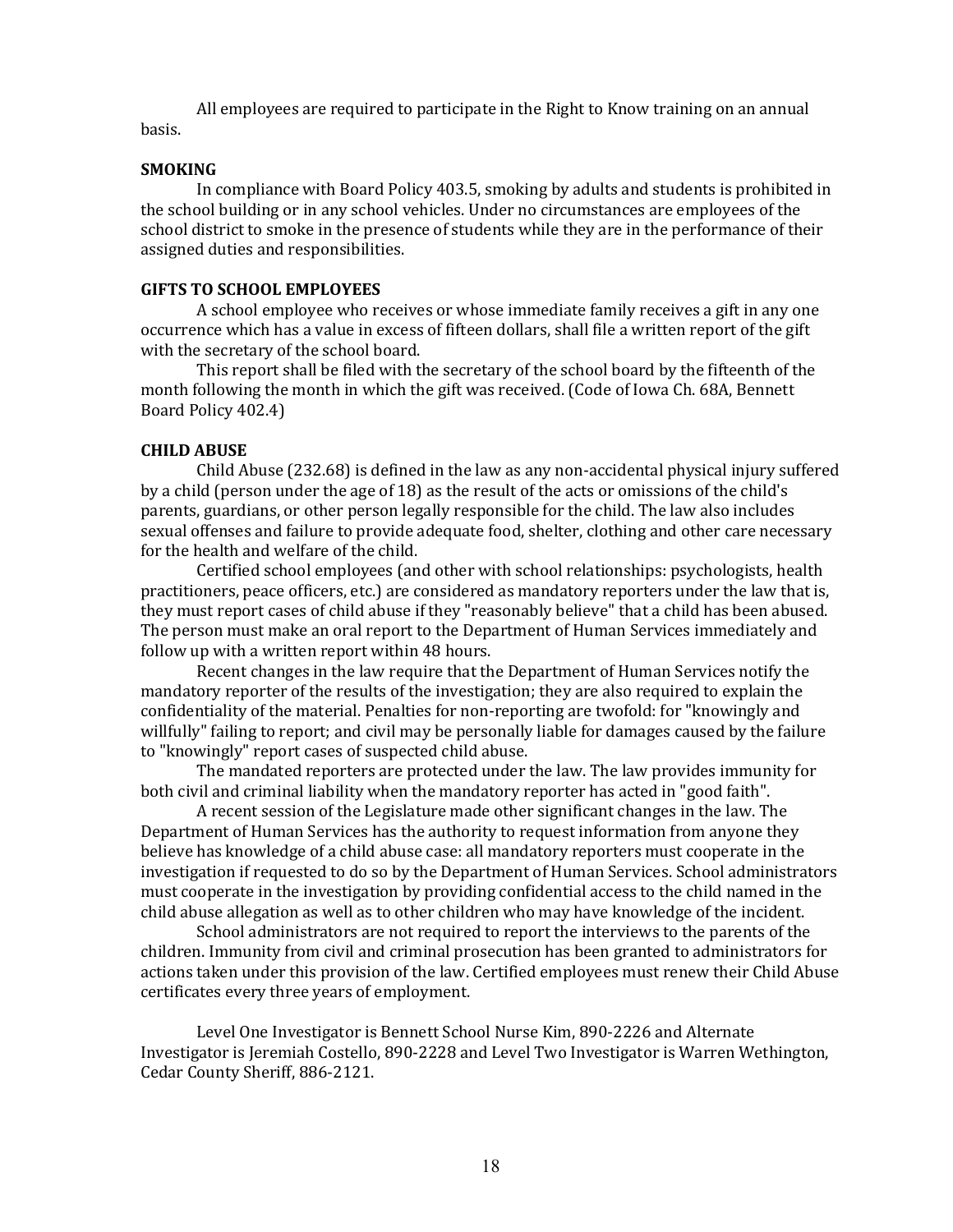All employees are required to participate in the Right to Know training on an annual basis.

**SMOKING**

In compliance with Board Policy 403.5, smoking by adults and students is prohibited in the school building or in any school vehicles. Under no circumstances are employees of the school district to smoke in the presence of students while they are in the performance of their assigned duties and responsibilities.

**GIFTS TO SCHOOL EMPLOYEES**

A school employee who receives or whose immediate family receives a gift in any one occurrence which has a value in excess of fifteen dollars, shall file a written report of the gift with the secretary of the school board.

This report shall be filed with the secretary of the school board by the fifteenth of the month following the month in which the gift was received. (Code of Iowa Ch. 68A, Bennett Board Policy 402.4)

**CHILD ABUSE**

Child Abuse (232.68) is defined in the law as any non-accidental physical injury suffered by a child (person under the age of 18) as the result of the acts or omissions of the child's parents, guardians, or other person legally responsible for the child. The law also includes sexual offenses and failure to provide adequate food, shelter, clothing and other care necessary for the health and welfare of the child.

Certified school employees (and other with school relationships: psychologists, health practitioners, peace officers, etc.) are considered as mandatory reporters under the law that is, they must report cases of child abuse if they "reasonably believe" that a child has been abused. The person must make an oral report to the Department of Human Services immediately and follow up with a written report within 48 hours.

Recent changes in the law require that the Department of Human Services notify the mandatory reporter of the results of the investigation; they are also required to explain the confidentiality of the material. Penalties for non-reporting are twofold: for "knowingly and willfully" failing to report; and civil may be personally liable for damages caused by the failure to "knowingly" report cases of suspected child abuse.

The mandated reporters are protected under the law. The law provides immunity for both civil and criminal liability when the mandatory reporter has acted in "good faith".

A recent session of the Legislature made other significant changes in the law. The Department of Human Services has the authority to request information from anyone they believe has knowledge of a child abuse case: all mandatory reporters must cooperate in the investigation if requested to do so by the Department of Human Services. School administrators must cooperate in the investigation by providing confidential access to the child named in the child abuse allegation as well as to other children who may have knowledge of the incident.

School administrators are not required to report the interviews to the parents of the children. Immunity from civil and criminal prosecution has been granted to administrators for actions taken under this provision of the law. Certified employees must renew their Child Abuse certificates every three years of employment.

Level One Investigator is Bennett School Nurse Kim, 890-2226 and Alternate Investigator is Jeremiah Costello, 890-2228 and Level Two Investigator is Warren Wethington, Cedar County Sheriff, 886-2121.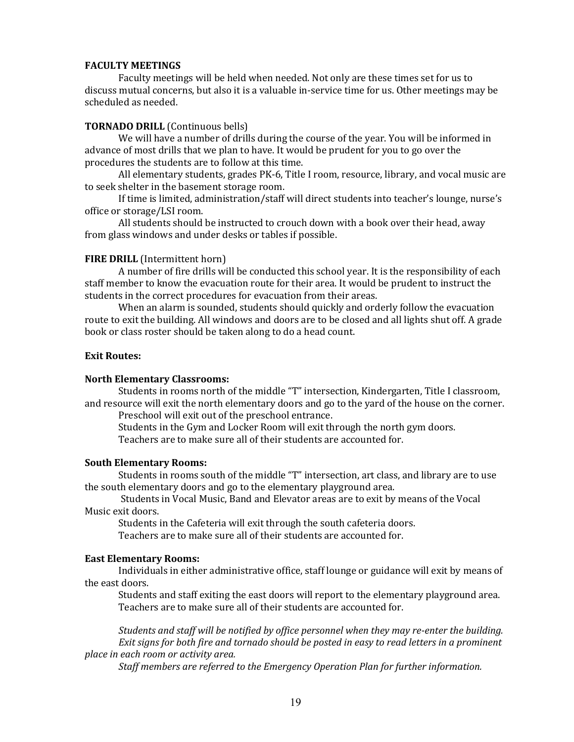**FACULTY MEETINGS**

Faculty meetings will be held when needed. Not only are these times set for us to discuss mutual concerns, but also it is a valuable in-service time for us. Other meetings may be scheduled as needed.

**TORNADO DRILL** (Continuous bells)

We will have a number of drills during the course of the year. You will be informed in advance of most drills that we plan to have. It would be prudent for you to go over the procedures the students are to follow at this time.

All elementary students, grades PK-6, Title I room, resource, library, and vocal music are to seek shelter in the basement storage room.

If time is limited, administration/staff will direct students into teacher's lounge, nurse's office or storage/LSI room.

All students should be instructed to crouch down with a book over their head, away from glass windows and under desks or tables if possible.

**FIRE DRILL** (Intermittent horn)

A number of fire drills will be conducted this school year. It is the responsibility of each staff member to know the evacuation route for their area. It would be prudent to instruct the students in the correct procedures for evacuation from their areas.

When an alarm is sounded, students should quickly and orderly follow the evacuation route to exit the building. All windows and doors are to be closed and all lights shut off. A grade book or class roster should be taken along to do a head count.

**Exit Routes:**

**North Elementary Classrooms:**

Students in rooms north of the middle "T" intersection, Kindergarten, Title I classroom, and resource will exit the north elementary doors and go to the yard of the house on the corner.

Preschool will exit out of the preschool entrance.

Students in the Gym and Locker Room will exit through the north gym doors.

Teachers are to make sure all of their students are accounted for.

**South Elementary Rooms:**

Students in rooms south of the middle "T" intersection, art class, and library are to use the south elementary doors and go to the elementary playground area.

Students in Vocal Music, Band and Elevator areas are to exit by means of the Vocal Music exit doors.

Students in the Cafeteria will exit through the south cafeteria doors.

Teachers are to make sure all of their students are accounted for.

**East Elementary Rooms:**

Individuals in either administrative office, staff lounge or guidance will exit by means of the east doors.

Students and staff exiting the east doors will report to the elementary playground area.

Teachers are to make sure all of their students are accounted for.

*Students and staff will be notified by office personnel when they may re-enter the building.*

*Exit signs for both fire and tornado should be posted in easy to read letters in a prominent place in each room or activity area.*

*Staff members are referred to the Emergency Operation Plan for further information.*